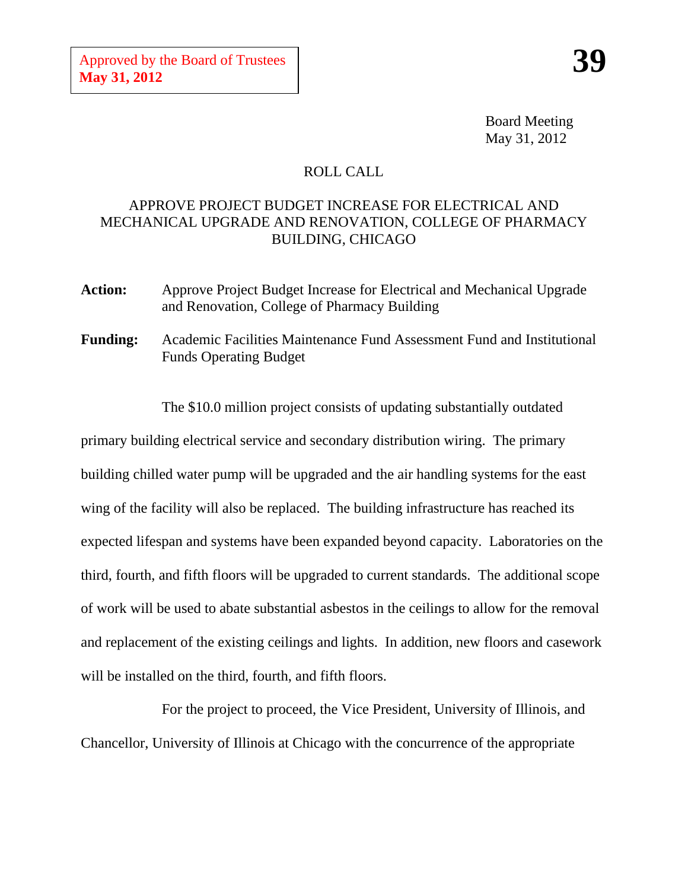Approved by the Board of Trustees
**May 31, 2012**

**39**

Board Meeting
May 31, 2012

ROLL CALL

APPROVE PROJECT BUDGET INCREASE FOR ELECTRICAL AND MECHANICAL UPGRADE AND RENOVATION, COLLEGE OF PHARMACY BUILDING, CHICAGO

**Action:** Approve Project Budget Increase for Electrical and Mechanical Upgrade and Renovation, College of Pharmacy Building

**Funding:** Academic Facilities Maintenance Fund Assessment Fund and Institutional Funds Operating Budget

The $10.0 million project consists of updating substantially outdated primary building electrical service and secondary distribution wiring. The primary building chilled water pump will be upgraded and the air handling systems for the east wing of the facility will also be replaced. The building infrastructure has reached its expected lifespan and systems have been expanded beyond capacity. Laboratories on the third, fourth, and fifth floors will be upgraded to current standards. The additional scope of work will be used to abate substantial asbestos in the ceilings to allow for the removal and replacement of the existing ceilings and lights. In addition, new floors and casework will be installed on the third, fourth, and fifth floors.

For the project to proceed, the Vice President, University of Illinois, and Chancellor, University of Illinois at Chicago with the concurrence of the appropriate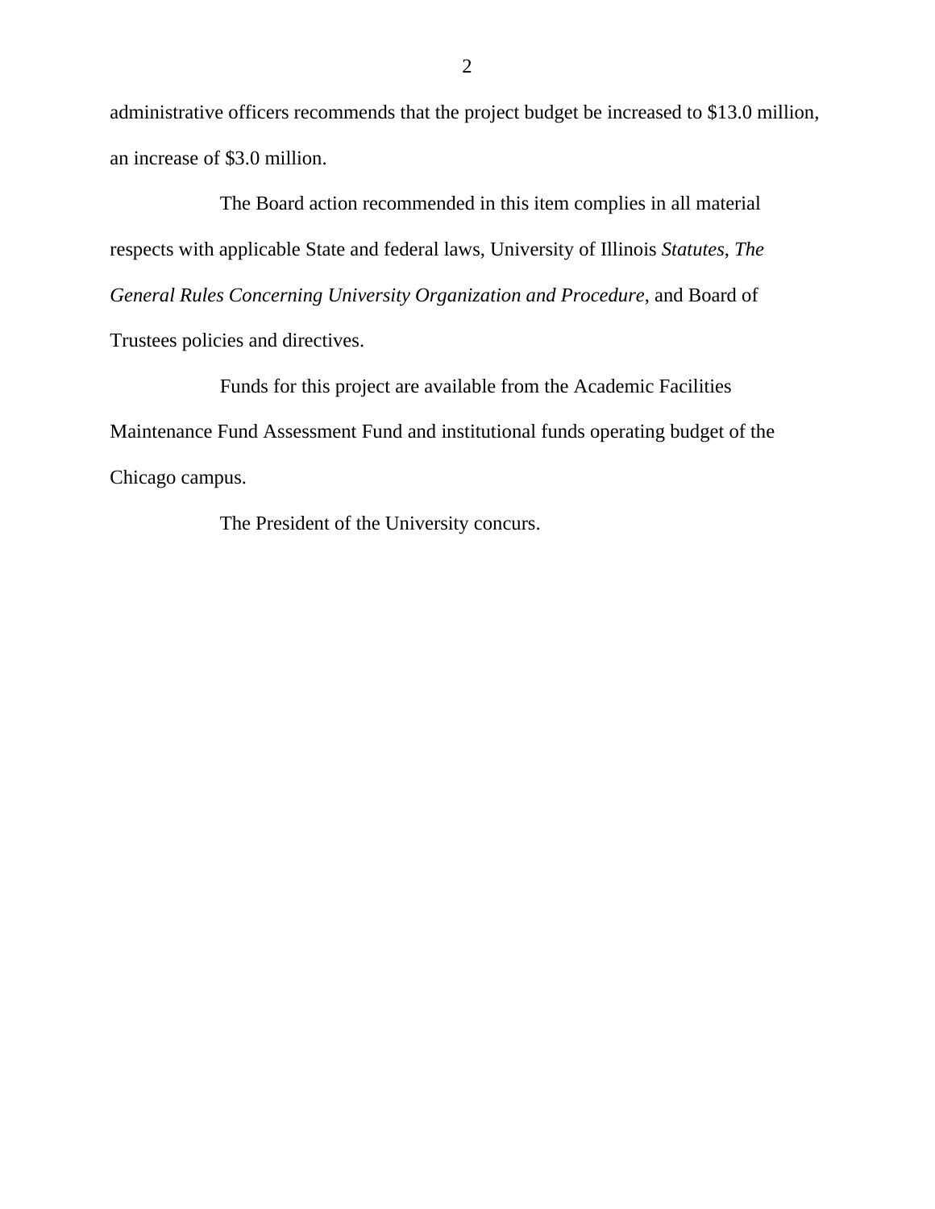administrative officers recommends that the project budget be increased to $13.0 million, an increase of $3.0 million.

The Board action recommended in this item complies in all material respects with applicable State and federal laws, University of Illinois *Statutes*, *The General Rules Concerning University Organization and Procedure*, and Board of Trustees policies and directives.

Funds for this project are available from the Academic Facilities Maintenance Fund Assessment Fund and institutional funds operating budget of the Chicago campus.

The President of the University concurs.